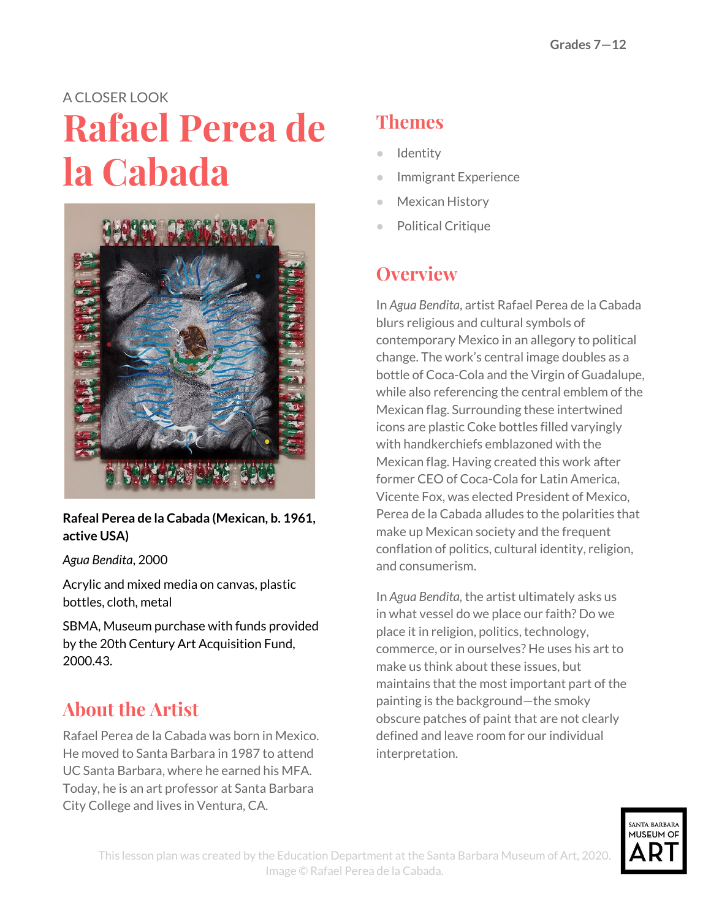Grades 7—12

A CLOSER LOOK

# Rafael Perea de la Cabada

**Rafeal Perea de la Cabada (Mexican, b. 1961, active USA)**

*Agua Bendita*, 2000

Acrylic and mixed media on canvas, plastic bottles, cloth, metal

SBMA, Museum purchase with funds provided by the 20th Century Art Acquisition Fund, 2000.43.

## About the Artist

Rafael Perea de la Cabada was born in Mexico. He moved to Santa Barbara in 1987 to attend UC Santa Barbara, where he earned his MFA. Today, he is an art professor at Santa Barbara City College and lives in Ventura, CA.

## Themes

- Identity
- Immigrant Experience
- Mexican History
- Political Critique

## Overview

In *Agua Bendita*, artist Rafael Perea de la Cabada blurs religious and cultural symbols of contemporary Mexico in an allegory to political change. The work's central image doubles as a bottle of Coca-Cola and the Virgin of Guadalupe, while also referencing the central emblem of the Mexican flag. Surrounding these intertwined icons are plastic Coke bottles filled varyingly with handkerchiefs emblazoned with the Mexican flag. Having created this work after former CEO of Coca-Cola for Latin America, Vicente Fox, was elected President of Mexico, Perea de la Cabada alludes to the polarities that make up Mexican society and the frequent conflation of politics, cultural identity, religion, and consumerism.

In *Agua Bendita*, the artist ultimately asks us in what vessel do we place our faith? Do we place it in religion, politics, technology, commerce, or in ourselves? He uses his art to make us think about these issues, but maintains that the most important part of the painting is the background—the smoky obscure patches of paint that are not clearly defined and leave room for our individual interpretation.

This lesson plan was created by the Education Department at the Santa Barbara Museum of Art, 2020. Image © Rafael Perea de la Cabada.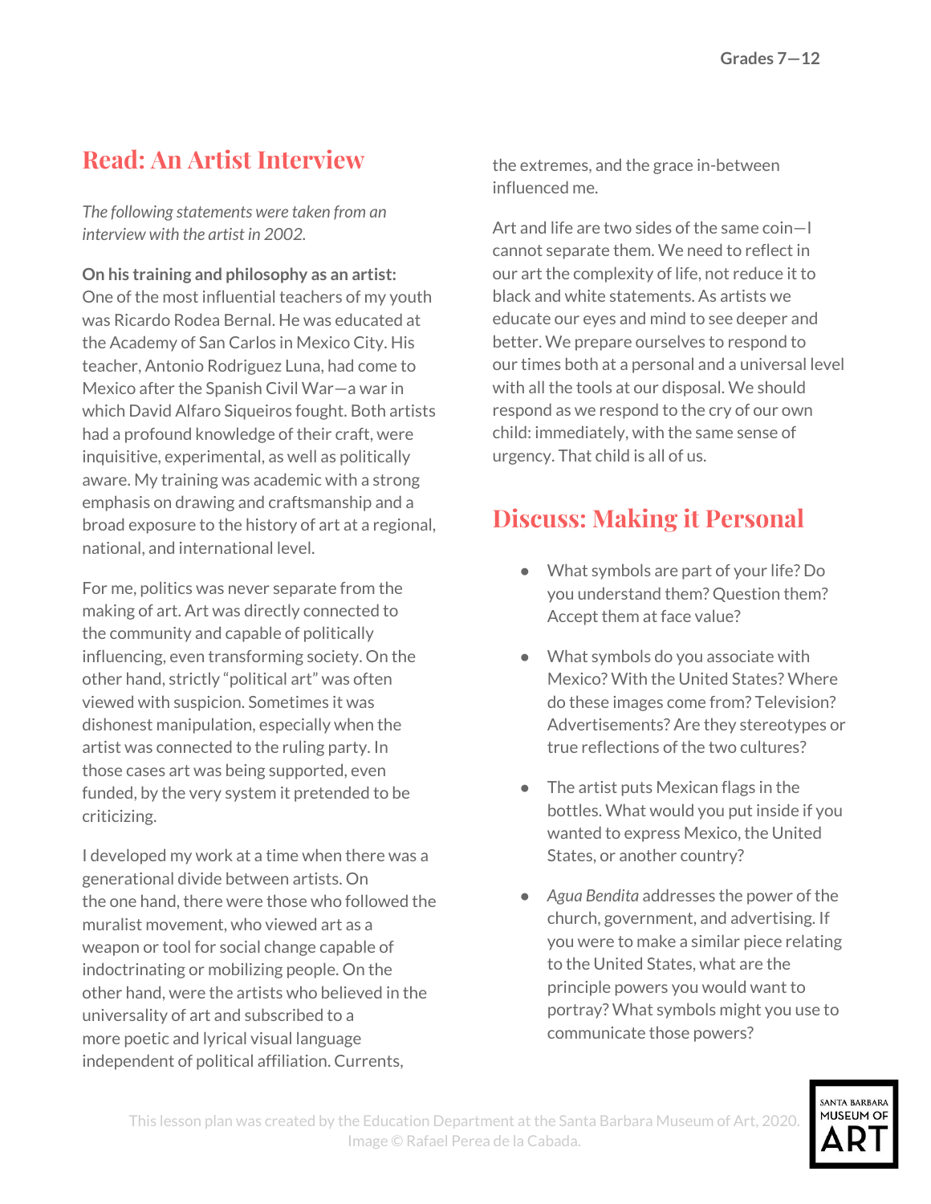## Read: An Artist Interview

*The following statements were taken from an interview with the artist in 2002.*

**On his training and philosophy as an artist:** One of the most influential teachers of my youth was Ricardo Rodea Bernal. He was educated at the Academy of San Carlos in Mexico City. His teacher, Antonio Rodriguez Luna, had come to Mexico after the Spanish Civil War—a war in which David Alfaro Siqueiros fought. Both artists had a profound knowledge of their craft, were inquisitive, experimental, as well as politically aware. My training was academic with a strong emphasis on drawing and craftsmanship and a broad exposure to the history of art at a regional, national, and international level.

For me, politics was never separate from the making of art. Art was directly connected to the community and capable of politically influencing, even transforming society. On the other hand, strictly "political art" was often viewed with suspicion. Sometimes it was dishonest manipulation, especially when the artist was connected to the ruling party. In those cases art was being supported, even funded, by the very system it pretended to be criticizing.

I developed my work at a time when there was a generational divide between artists. On the one hand, there were those who followed the muralist movement, who viewed art as a weapon or tool for social change capable of indoctrinating or mobilizing people. On the other hand, were the artists who believed in the universality of art and subscribed to a more poetic and lyrical visual language independent of political affiliation. Currents, the extremes, and the grace in-between influenced me.

Art and life are two sides of the same coin—I cannot separate them. We need to reflect in our art the complexity of life, not reduce it to black and white statements. As artists we educate our eyes and mind to see deeper and better. We prepare ourselves to respond to our times both at a personal and a universal level with all the tools at our disposal. We should respond as we respond to the cry of our own child: immediately, with the same sense of urgency. That child is all of us.

## Discuss: Making it Personal

- What symbols are part of your life? Do you understand them? Question them? Accept them at face value?
- What symbols do you associate with Mexico? With the United States? Where do these images come from? Television? Advertisements? Are they stereotypes or true reflections of the two cultures?
- The artist puts Mexican flags in the bottles. What would you put inside if you wanted to express Mexico, the United States, or another country?
- *Agua Bendita* addresses the power of the church, government, and advertising. If you were to make a similar piece relating to the United States, what are the principle powers you would want to portray? What symbols might you use to communicate those powers?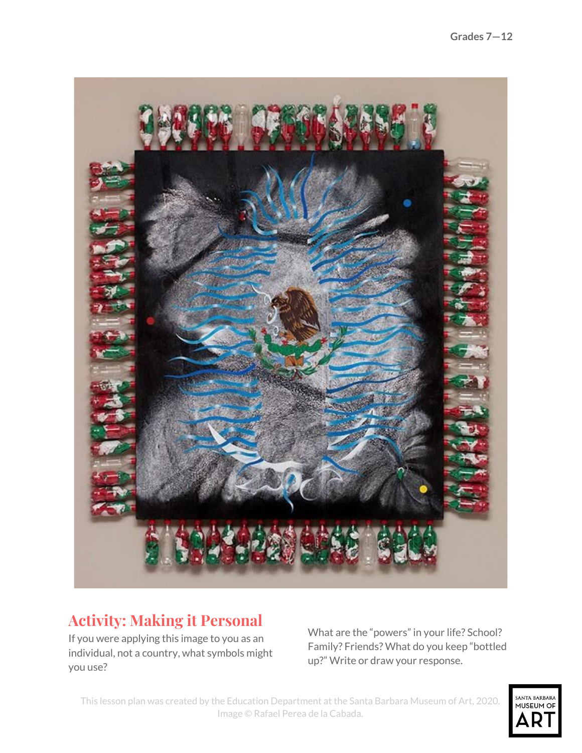## Activity: Making it Personal

If you were applying this image to you as an individual, not a country, what symbols might you use?

What are the "powers" in your life? School? Family? Friends? What do you keep "bottled up?" Write or draw your response.

This lesson plan was created by the Education Department at the Santa Barbara Museum of Art, 2020. Image © Rafael Perea de la Cabada.